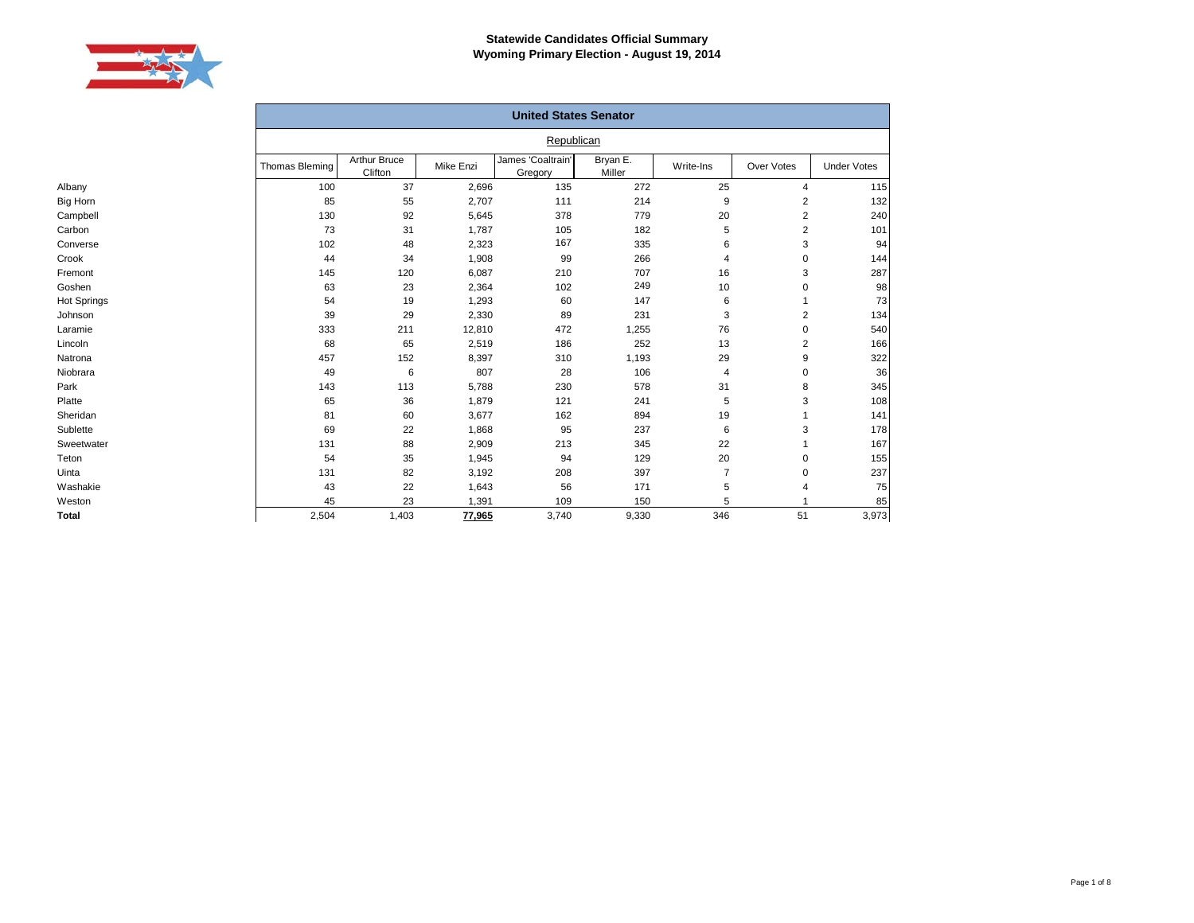# Statewide Candidates Official Summary
## Wyoming Primary Election - August 19, 2014

| | United States Senator | | | | | | | |
|---|---|---|---|---|---|---|---|---|
| | Republican | | | | | | | |
| | Thomas Bleming | Arthur Bruce Clifton | Mike Enzi | James 'Coaltrain' Gregory | Bryan E. Miller | Write-Ins | Over Votes | Under Votes |
| Albany | 100 | 37 | 2,696 | 135 | 272 | 25 | 4 | 115 |
| Big Horn | 85 | 55 | 2,707 | 111 | 214 | 9 | 2 | 132 |
| Campbell | 130 | 92 | 5,645 | 378 | 779 | 20 | 2 | 240 |
| Carbon | 73 | 31 | 1,787 | 105 | 182 | 5 | 2 | 101 |
| Converse | 102 | 48 | 2,323 | 167 | 335 | 6 | 3 | 94 |
| Crook | 44 | 34 | 1,908 | 99 | 266 | 4 | 0 | 144 |
| Fremont | 145 | 120 | 6,087 | 210 | 707 | 16 | 3 | 287 |
| Goshen | 63 | 23 | 2,364 | 102 | 249 | 10 | 0 | 98 |
| Hot Springs | 54 | 19 | 1,293 | 60 | 147 | 6 | 1 | 73 |
| Johnson | 39 | 29 | 2,330 | 89 | 231 | 3 | 2 | 134 |
| Laramie | 333 | 211 | 12,810 | 472 | 1,255 | 76 | 0 | 540 |
| Lincoln | 68 | 65 | 2,519 | 186 | 252 | 13 | 2 | 166 |
| Natrona | 457 | 152 | 8,397 | 310 | 1,193 | 29 | 9 | 322 |
| Niobrara | 49 | 6 | 807 | 28 | 106 | 4 | 0 | 36 |
| Park | 143 | 113 | 5,788 | 230 | 578 | 31 | 8 | 345 |
| Platte | 65 | 36 | 1,879 | 121 | 241 | 5 | 3 | 108 |
| Sheridan | 81 | 60 | 3,677 | 162 | 894 | 19 | 1 | 141 |
| Sublette | 69 | 22 | 1,868 | 95 | 237 | 6 | 3 | 178 |
| Sweetwater | 131 | 88 | 2,909 | 213 | 345 | 22 | 1 | 167 |
| Teton | 54 | 35 | 1,945 | 94 | 129 | 20 | 0 | 155 |
| Uinta | 131 | 82 | 3,192 | 208 | 397 | 7 | 0 | 237 |
| Washakie | 43 | 22 | 1,643 | 56 | 171 | 5 | 4 | 75 |
| Weston | 45 | 23 | 1,391 | 109 | 150 | 5 | 1 | 85 |
| **Total** | 2,504 | 1,403 | **77,965** | 3,740 | 9,330 | 346 | 51 | 3,973 |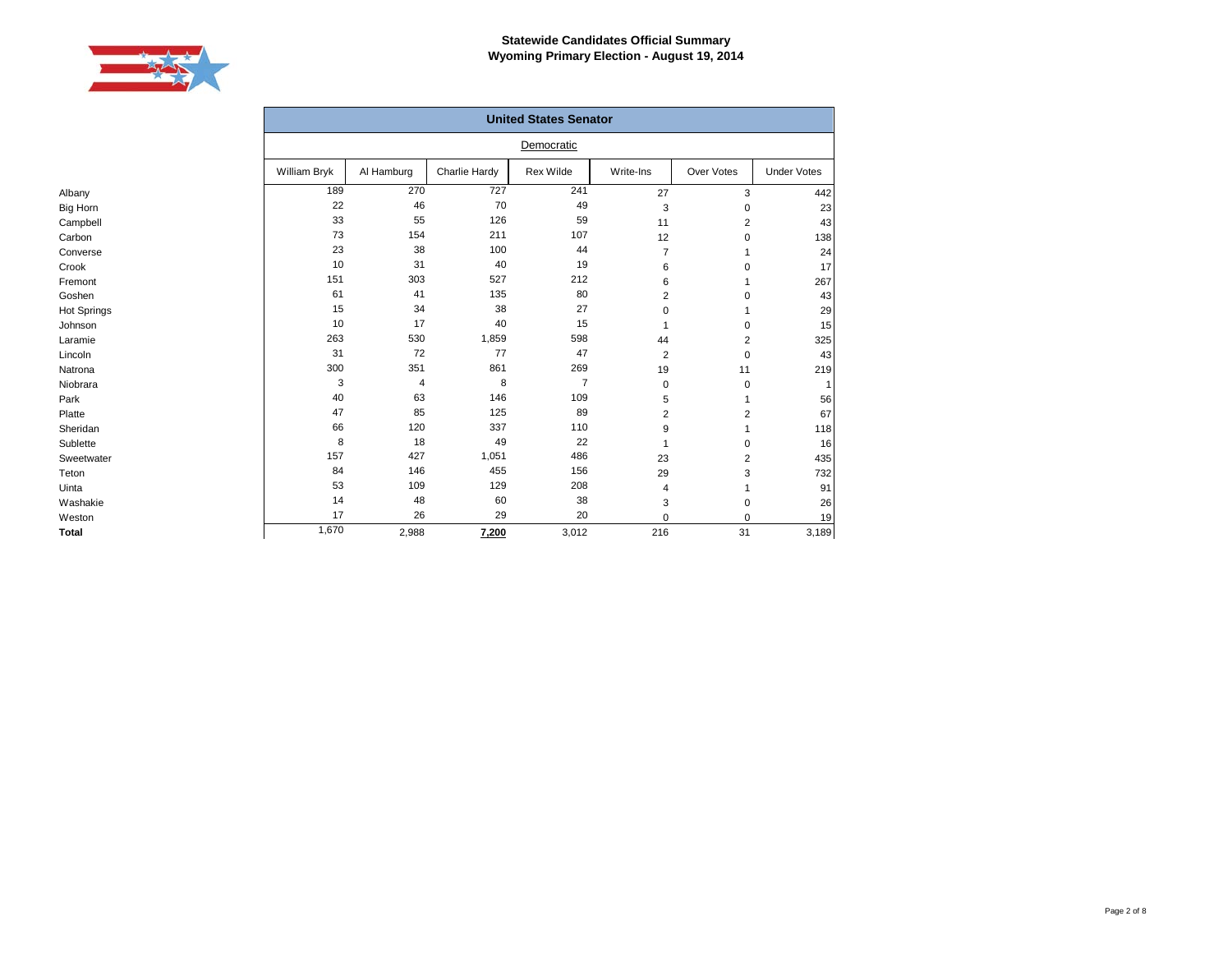**Statewide Candidates Official Summary**
**Wyoming Primary Election - August 19, 2014**

## United States Senator

Democratic

| | William Bryk | Al Hamburg | Charlie Hardy | Rex Wilde | Write-Ins | Over Votes | Under Votes |
|---|---|---|---|---|---|---|---|
| Albany | 189 | 270 | 727 | 241 | 27 | 3 | 442 |
| Big Horn | 22 | 46 | 70 | 49 | 3 | 0 | 23 |
| Campbell | 33 | 55 | 126 | 59 | 11 | 2 | 43 |
| Carbon | 73 | 154 | 211 | 107 | 12 | 0 | 138 |
| Converse | 23 | 38 | 100 | 44 | 7 | 1 | 24 |
| Crook | 10 | 31 | 40 | 19 | 6 | 0 | 17 |
| Fremont | 151 | 303 | 527 | 212 | 6 | 1 | 267 |
| Goshen | 61 | 41 | 135 | 80 | 2 | 0 | 43 |
| Hot Springs | 15 | 34 | 38 | 27 | 0 | 1 | 29 |
| Johnson | 10 | 17 | 40 | 15 | 1 | 0 | 15 |
| Laramie | 263 | 530 | 1,859 | 598 | 44 | 2 | 325 |
| Lincoln | 31 | 72 | 77 | 47 | 2 | 0 | 43 |
| Natrona | 300 | 351 | 861 | 269 | 19 | 11 | 219 |
| Niobrara | 3 | 4 | 8 | 7 | 0 | 0 | 1 |
| Park | 40 | 63 | 146 | 109 | 5 | 1 | 56 |
| Platte | 47 | 85 | 125 | 89 | 2 | 2 | 67 |
| Sheridan | 66 | 120 | 337 | 110 | 9 | 1 | 118 |
| Sublette | 8 | 18 | 49 | 22 | 1 | 0 | 16 |
| Sweetwater | 157 | 427 | 1,051 | 486 | 23 | 2 | 435 |
| Teton | 84 | 146 | 455 | 156 | 29 | 3 | 732 |
| Uinta | 53 | 109 | 129 | 208 | 4 | 1 | 91 |
| Washakie | 14 | 48 | 60 | 38 | 3 | 0 | 26 |
| Weston | 17 | 26 | 29 | 20 | 0 | 0 | 19 |
| **Total** | 1,670 | 2,988 | **7,200** | 3,012 | 216 | 31 | 3,189 |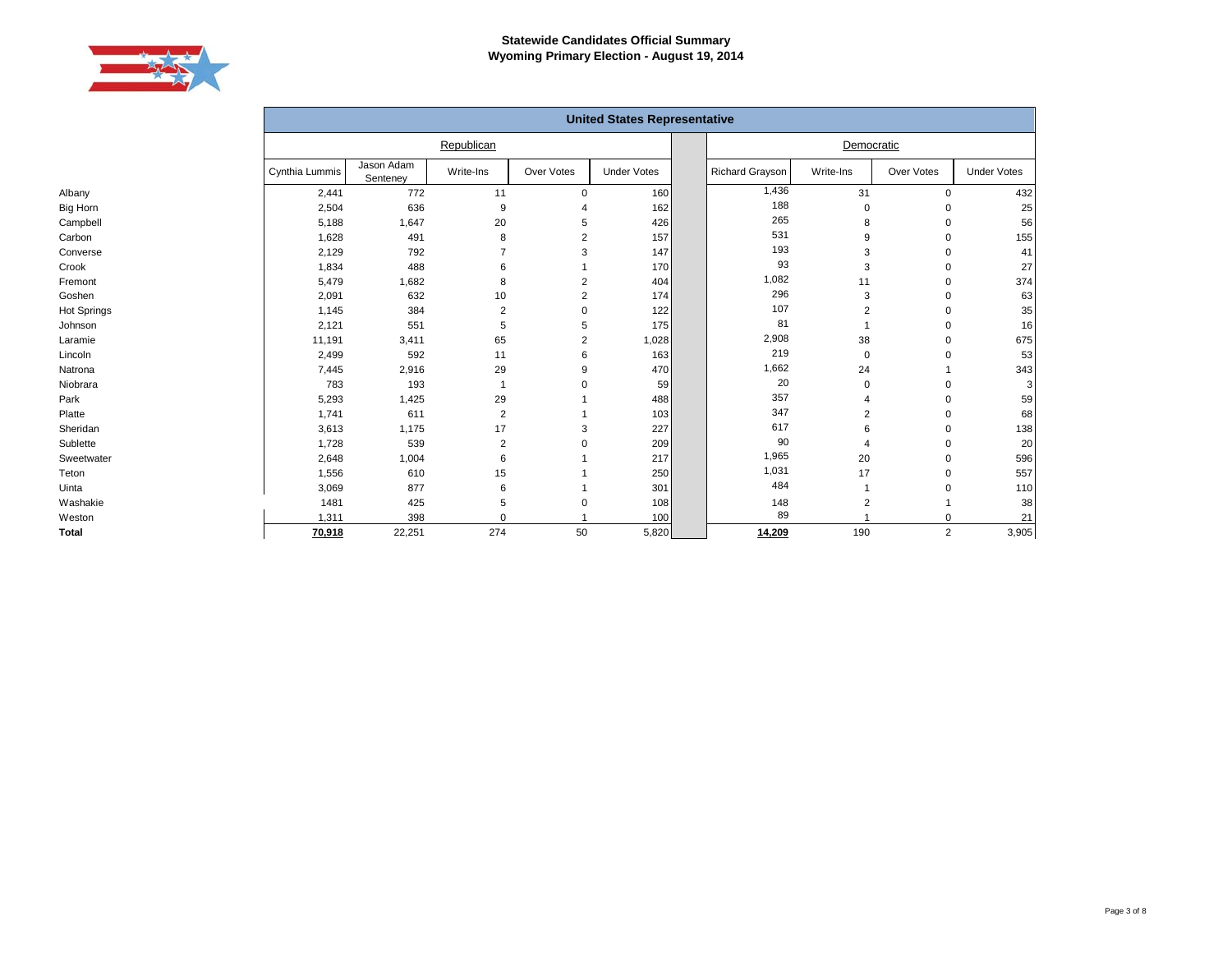# Statewide Candidates Official Summary
## Wyoming Primary Election - August 19, 2014

| | United States Representative | | | | | | | | | |
|---|---|---|---|---|---|---|---|---|---|---|
| | Republican | | | | | | Democratic | | | |
| | Cynthia Lummis | Jason Adam Senteney | Write-Ins | Over Votes | Under Votes | | Richard Grayson | Write-Ins | Over Votes | Under Votes |
| Albany | 2,441 | 772 | 11 | 0 | 160 | | 1,436 | 31 | 0 | 432 |
| Big Horn | 2,504 | 636 | 9 | 4 | 162 | | 188 | 0 | 0 | 25 |
| Campbell | 5,188 | 1,647 | 20 | 5 | 426 | | 265 | 8 | 0 | 56 |
| Carbon | 1,628 | 491 | 8 | 2 | 157 | | 531 | 9 | 0 | 155 |
| Converse | 2,129 | 792 | 7 | 3 | 147 | | 193 | 3 | 0 | 41 |
| Crook | 1,834 | 488 | 6 | 1 | 170 | | 93 | 3 | 0 | 27 |
| Fremont | 5,479 | 1,682 | 8 | 2 | 404 | | 1,082 | 11 | 0 | 374 |
| Goshen | 2,091 | 632 | 10 | 2 | 174 | | 296 | 3 | 0 | 63 |
| Hot Springs | 1,145 | 384 | 2 | 0 | 122 | | 107 | 2 | 0 | 35 |
| Johnson | 2,121 | 551 | 5 | 5 | 175 | | 81 | 1 | 0 | 16 |
| Laramie | 11,191 | 3,411 | 65 | 2 | 1,028 | | 2,908 | 38 | 0 | 675 |
| Lincoln | 2,499 | 592 | 11 | 6 | 163 | | 219 | 0 | 0 | 53 |
| Natrona | 7,445 | 2,916 | 29 | 9 | 470 | | 1,662 | 24 | 1 | 343 |
| Niobrara | 783 | 193 | 1 | 0 | 59 | | 20 | 0 | 0 | 3 |
| Park | 5,293 | 1,425 | 29 | 1 | 488 | | 357 | 4 | 0 | 59 |
| Platte | 1,741 | 611 | 2 | 1 | 103 | | 347 | 2 | 0 | 68 |
| Sheridan | 3,613 | 1,175 | 17 | 3 | 227 | | 617 | 6 | 0 | 138 |
| Sublette | 1,728 | 539 | 2 | 0 | 209 | | 90 | 4 | 0 | 20 |
| Sweetwater | 2,648 | 1,004 | 6 | 1 | 217 | | 1,965 | 20 | 0 | 596 |
| Teton | 1,556 | 610 | 15 | 1 | 250 | | 1,031 | 17 | 0 | 557 |
| Uinta | 3,069 | 877 | 6 | 1 | 301 | | 484 | 1 | 0 | 110 |
| Washakie | 1481 | 425 | 5 | 0 | 108 | | 148 | 2 | 1 | 38 |
| Weston | 1,311 | 398 | 0 | 1 | 100 | | 89 | 1 | 0 | 21 |
| **Total** | **70,918** | 22,251 | 274 | 50 | 5,820 | | **14,209** | 190 | 2 | 3,905 |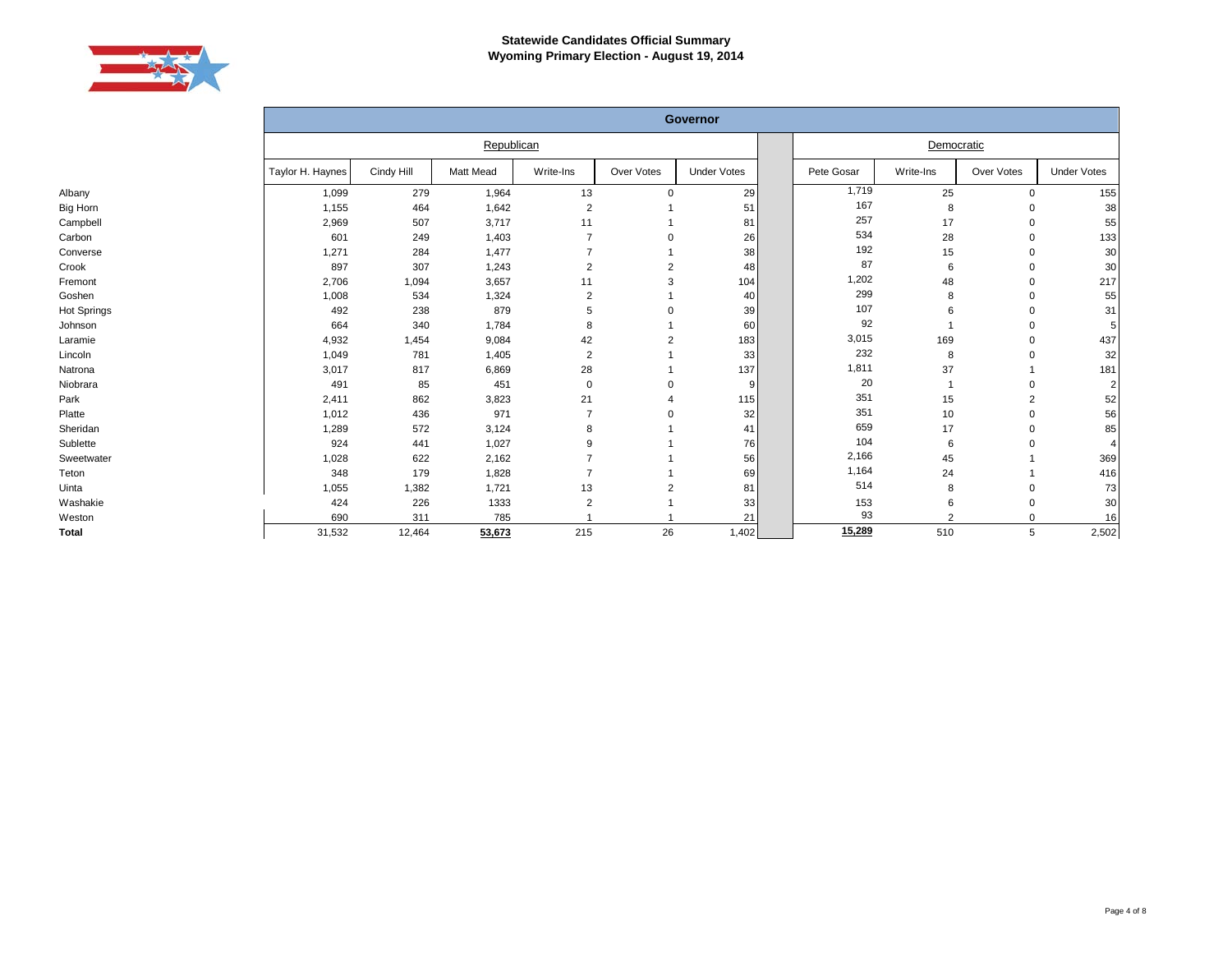**Statewide Candidates Official Summary**
**Wyoming Primary Election - August 19, 2014**

| | Governor | | | | | | | | | |
|---|---|---|---|---|---|---|---|---|---|---|
| | Republican | | | | | | Democratic | | | |
| | Taylor H. Haynes | Cindy Hill | Matt Mead | Write-Ins | Over Votes | Under Votes | Pete Gosar | Write-Ins | Over Votes | Under Votes |
| Albany | 1,099 | 279 | 1,964 | 13 | 0 | 29 | 1,719 | 25 | 0 | 155 |
| Big Horn | 1,155 | 464 | 1,642 | 2 | 1 | 51 | 167 | 8 | 0 | 38 |
| Campbell | 2,969 | 507 | 3,717 | 11 | 1 | 81 | 257 | 17 | 0 | 55 |
| Carbon | 601 | 249 | 1,403 | 7 | 0 | 26 | 534 | 28 | 0 | 133 |
| Converse | 1,271 | 284 | 1,477 | 7 | 1 | 38 | 192 | 15 | 0 | 30 |
| Crook | 897 | 307 | 1,243 | 2 | 2 | 48 | 87 | 6 | 0 | 30 |
| Fremont | 2,706 | 1,094 | 3,657 | 11 | 3 | 104 | 1,202 | 48 | 0 | 217 |
| Goshen | 1,008 | 534 | 1,324 | 2 | 1 | 40 | 299 | 8 | 0 | 55 |
| Hot Springs | 492 | 238 | 879 | 5 | 0 | 39 | 107 | 6 | 0 | 31 |
| Johnson | 664 | 340 | 1,784 | 8 | 1 | 60 | 92 | 1 | 0 | 5 |
| Laramie | 4,932 | 1,454 | 9,084 | 42 | 2 | 183 | 3,015 | 169 | 0 | 437 |
| Lincoln | 1,049 | 781 | 1,405 | 2 | 1 | 33 | 232 | 8 | 0 | 32 |
| Natrona | 3,017 | 817 | 6,869 | 28 | 1 | 137 | 1,811 | 37 | 1 | 181 |
| Niobrara | 491 | 85 | 451 | 0 | 0 | 9 | 20 | 1 | 0 | 2 |
| Park | 2,411 | 862 | 3,823 | 21 | 4 | 115 | 351 | 15 | 2 | 52 |
| Platte | 1,012 | 436 | 971 | 7 | 0 | 32 | 351 | 10 | 0 | 56 |
| Sheridan | 1,289 | 572 | 3,124 | 8 | 1 | 41 | 659 | 17 | 0 | 85 |
| Sublette | 924 | 441 | 1,027 | 9 | 1 | 76 | 104 | 6 | 0 | 4 |
| Sweetwater | 1,028 | 622 | 2,162 | 7 | 1 | 56 | 2,166 | 45 | 1 | 369 |
| Teton | 348 | 179 | 1,828 | 7 | 1 | 69 | 1,164 | 24 | 1 | 416 |
| Uinta | 1,055 | 1,382 | 1,721 | 13 | 2 | 81 | 514 | 8 | 0 | 73 |
| Washakie | 424 | 226 | 1333 | 2 | 1 | 33 | 153 | 6 | 0 | 30 |
| Weston | 690 | 311 | 785 | 1 | 1 | 21 | 93 | 2 | 0 | 16 |
| **Total** | 31,532 | 12,464 | **53,673** | 215 | 26 | 1,402 | **15,289** | 510 | 5 | 2,502 |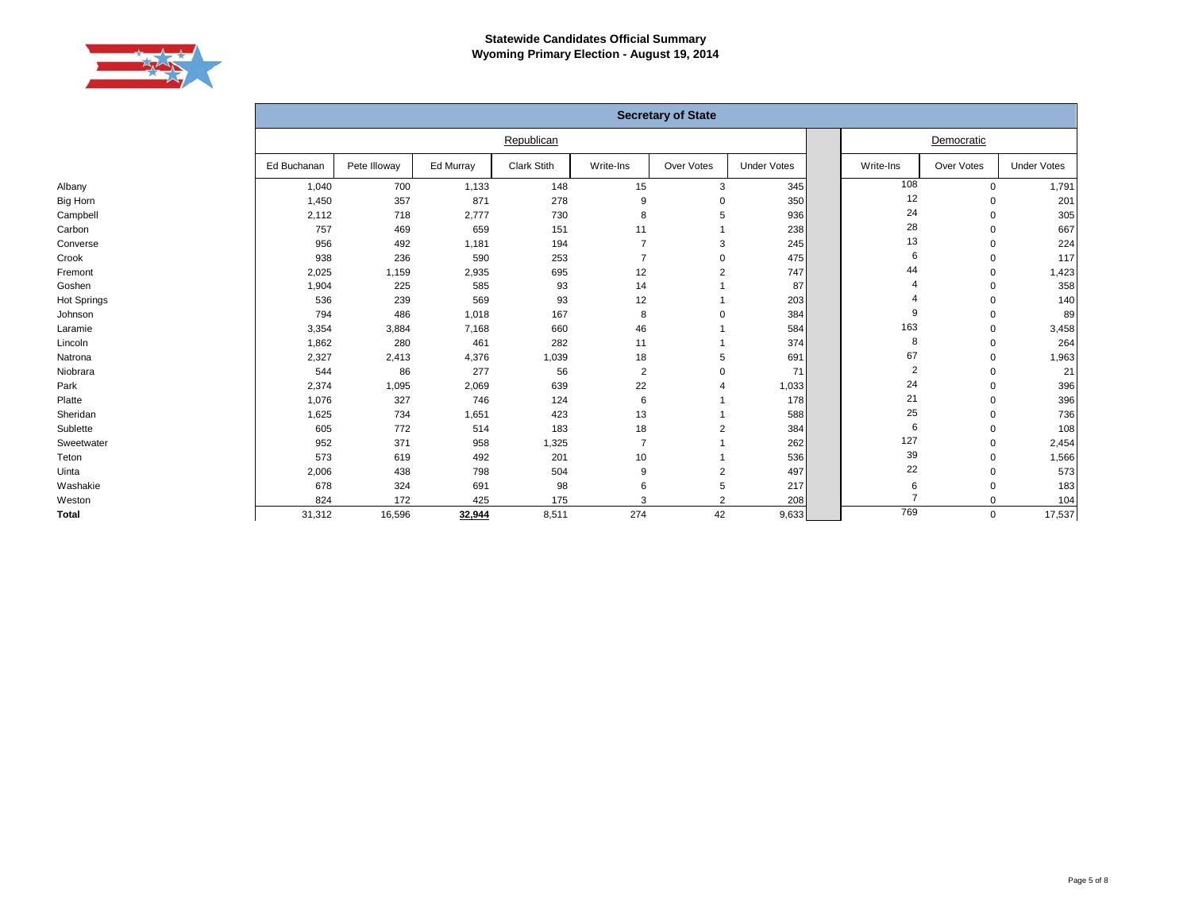# Statewide Candidates Official Summary
## Wyoming Primary Election - August 19, 2014

| | Secretary of State | | | | | | | | | |
|---|---|---|---|---|---|---|---|---|---|---|
| | Republican | | | | | | | Democratic | | |
| | Ed Buchanan | Pete Illoway | Ed Murray | Clark Stith | Write-Ins | Over Votes | Under Votes | Write-Ins | Over Votes | Under Votes |
| Albany | 1,040 | 700 | 1,133 | 148 | 15 | 3 | 345 | 108 | 0 | 1,791 |
| Big Horn | 1,450 | 357 | 871 | 278 | 9 | 0 | 350 | 12 | 0 | 201 |
| Campbell | 2,112 | 718 | 2,777 | 730 | 8 | 5 | 936 | 24 | 0 | 305 |
| Carbon | 757 | 469 | 659 | 151 | 11 | 1 | 238 | 28 | 0 | 667 |
| Converse | 956 | 492 | 1,181 | 194 | 7 | 3 | 245 | 13 | 0 | 224 |
| Crook | 938 | 236 | 590 | 253 | 7 | 0 | 475 | 6 | 0 | 117 |
| Fremont | 2,025 | 1,159 | 2,935 | 695 | 12 | 2 | 747 | 44 | 0 | 1,423 |
| Goshen | 1,904 | 225 | 585 | 93 | 14 | 1 | 87 | 4 | 0 | 358 |
| Hot Springs | 536 | 239 | 569 | 93 | 12 | 1 | 203 | 4 | 0 | 140 |
| Johnson | 794 | 486 | 1,018 | 167 | 8 | 0 | 384 | 9 | 0 | 89 |
| Laramie | 3,354 | 3,884 | 7,168 | 660 | 46 | 1 | 584 | 163 | 0 | 3,458 |
| Lincoln | 1,862 | 280 | 461 | 282 | 11 | 1 | 374 | 8 | 0 | 264 |
| Natrona | 2,327 | 2,413 | 4,376 | 1,039 | 18 | 5 | 691 | 67 | 0 | 1,963 |
| Niobrara | 544 | 86 | 277 | 56 | 2 | 0 | 71 | 2 | 0 | 21 |
| Park | 2,374 | 1,095 | 2,069 | 639 | 22 | 4 | 1,033 | 24 | 0 | 396 |
| Platte | 1,076 | 327 | 746 | 124 | 6 | 1 | 178 | 21 | 0 | 396 |
| Sheridan | 1,625 | 734 | 1,651 | 423 | 13 | 1 | 588 | 25 | 0 | 736 |
| Sublette | 605 | 772 | 514 | 183 | 18 | 2 | 384 | 6 | 0 | 108 |
| Sweetwater | 952 | 371 | 958 | 1,325 | 7 | 1 | 262 | 127 | 0 | 2,454 |
| Teton | 573 | 619 | 492 | 201 | 10 | 1 | 536 | 39 | 0 | 1,566 |
| Uinta | 2,006 | 438 | 798 | 504 | 9 | 2 | 497 | 22 | 0 | 573 |
| Washakie | 678 | 324 | 691 | 98 | 6 | 5 | 217 | 6 | 0 | 183 |
| Weston | 824 | 172 | 425 | 175 | 3 | 2 | 208 | 7 | 0 | 104 |
| **Total** | 31,312 | 16,596 | **32,944** | 8,511 | 274 | 42 | 9,633 | 769 | 0 | 17,537 |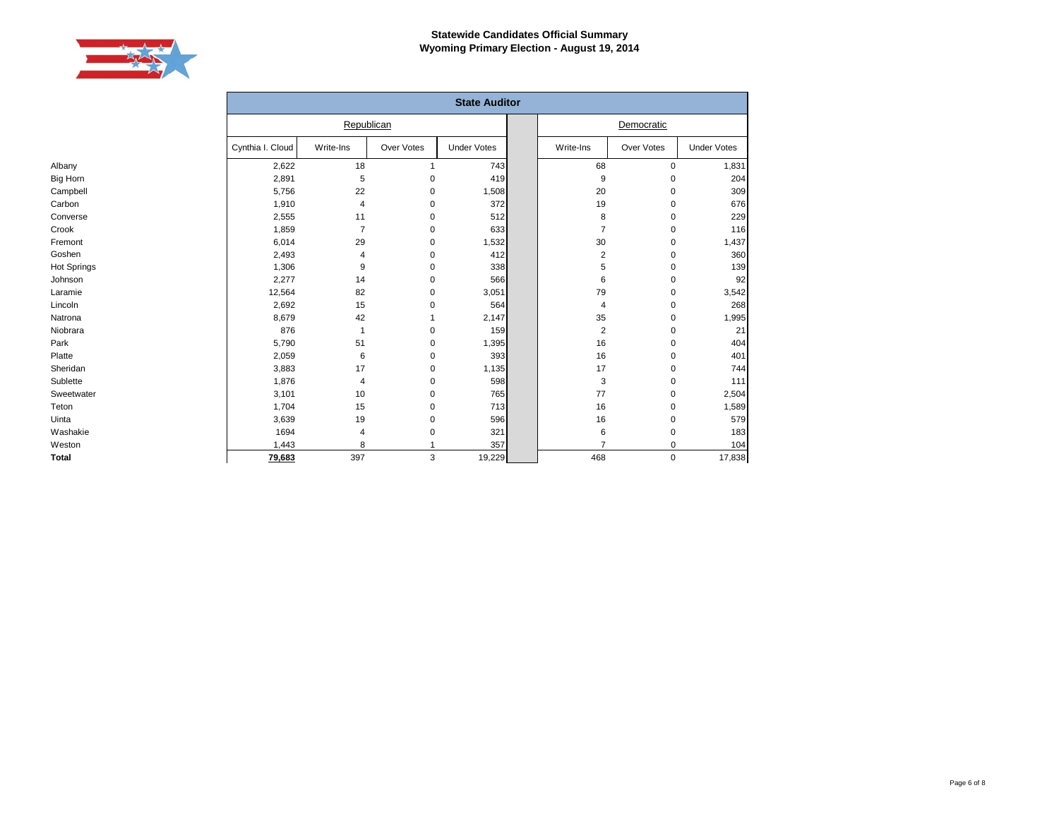# Statewide Candidates Official Summary
## Wyoming Primary Election - August 19, 2014

| | State Auditor | | | | | | |
|---|---|---|---|---|---|---|---|
| | Republican | | | | Democratic | | |
| | Cynthia I. Cloud | Write-Ins | Over Votes | Under Votes | Write-Ins | Over Votes | Under Votes |
| Albany | 2,622 | 18 | 1 | 743 | 68 | 0 | 1,831 |
| Big Horn | 2,891 | 5 | 0 | 419 | 9 | 0 | 204 |
| Campbell | 5,756 | 22 | 0 | 1,508 | 20 | 0 | 309 |
| Carbon | 1,910 | 4 | 0 | 372 | 19 | 0 | 676 |
| Converse | 2,555 | 11 | 0 | 512 | 8 | 0 | 229 |
| Crook | 1,859 | 7 | 0 | 633 | 7 | 0 | 116 |
| Fremont | 6,014 | 29 | 0 | 1,532 | 30 | 0 | 1,437 |
| Goshen | 2,493 | 4 | 0 | 412 | 2 | 0 | 360 |
| Hot Springs | 1,306 | 9 | 0 | 338 | 5 | 0 | 139 |
| Johnson | 2,277 | 14 | 0 | 566 | 6 | 0 | 92 |
| Laramie | 12,564 | 82 | 0 | 3,051 | 79 | 0 | 3,542 |
| Lincoln | 2,692 | 15 | 0 | 564 | 4 | 0 | 268 |
| Natrona | 8,679 | 42 | 1 | 2,147 | 35 | 0 | 1,995 |
| Niobrara | 876 | 1 | 0 | 159 | 2 | 0 | 21 |
| Park | 5,790 | 51 | 0 | 1,395 | 16 | 0 | 404 |
| Platte | 2,059 | 6 | 0 | 393 | 16 | 0 | 401 |
| Sheridan | 3,883 | 17 | 0 | 1,135 | 17 | 0 | 744 |
| Sublette | 1,876 | 4 | 0 | 598 | 3 | 0 | 111 |
| Sweetwater | 3,101 | 10 | 0 | 765 | 77 | 0 | 2,504 |
| Teton | 1,704 | 15 | 0 | 713 | 16 | 0 | 1,589 |
| Uinta | 3,639 | 19 | 0 | 596 | 16 | 0 | 579 |
| Washakie | 1694 | 4 | 0 | 321 | 6 | 0 | 183 |
| Weston | 1,443 | 8 | 1 | 357 | 7 | 0 | 104 |
| **Total** | **79,683** | 397 | 3 | 19,229 | 468 | 0 | 17,838 |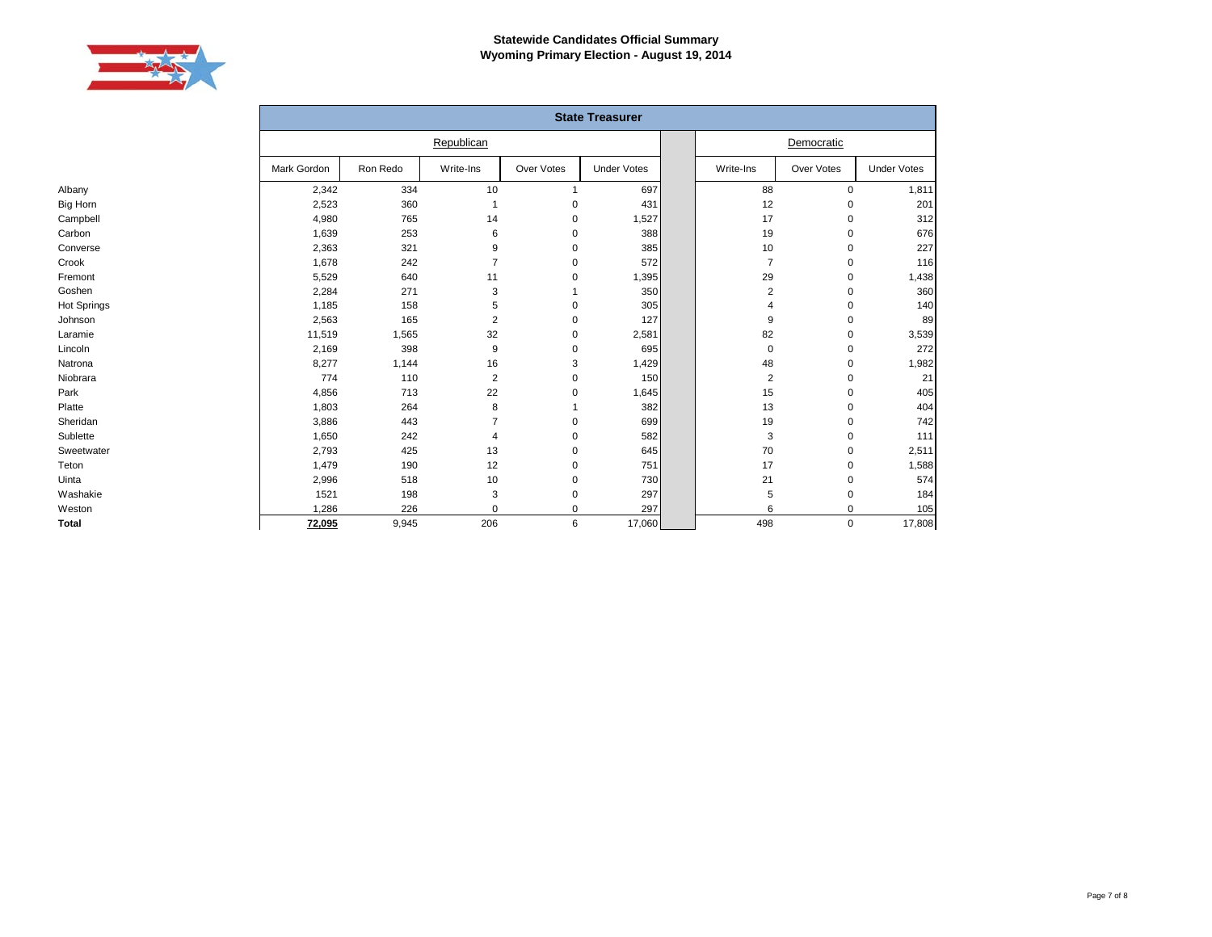# Statewide Candidates Official Summary
## Wyoming Primary Election - August 19, 2014

| | State Treasurer | | | | | | | | |
|---|---|---|---|---|---|---|---|---|---|
| | Republican | | | | | | Democratic | | |
| | Mark Gordon | Ron Redo | Write-Ins | Over Votes | Under Votes | | Write-Ins | Over Votes | Under Votes |
| Albany | 2,342 | 334 | 10 | 1 | 697 | | 88 | 0 | 1,811 |
| Big Horn | 2,523 | 360 | 1 | 0 | 431 | | 12 | 0 | 201 |
| Campbell | 4,980 | 765 | 14 | 0 | 1,527 | | 17 | 0 | 312 |
| Carbon | 1,639 | 253 | 6 | 0 | 388 | | 19 | 0 | 676 |
| Converse | 2,363 | 321 | 9 | 0 | 385 | | 10 | 0 | 227 |
| Crook | 1,678 | 242 | 7 | 0 | 572 | | 7 | 0 | 116 |
| Fremont | 5,529 | 640 | 11 | 0 | 1,395 | | 29 | 0 | 1,438 |
| Goshen | 2,284 | 271 | 3 | 1 | 350 | | 2 | 0 | 360 |
| Hot Springs | 1,185 | 158 | 5 | 0 | 305 | | 4 | 0 | 140 |
| Johnson | 2,563 | 165 | 2 | 0 | 127 | | 9 | 0 | 89 |
| Laramie | 11,519 | 1,565 | 32 | 0 | 2,581 | | 82 | 0 | 3,539 |
| Lincoln | 2,169 | 398 | 9 | 0 | 695 | | 0 | 0 | 272 |
| Natrona | 8,277 | 1,144 | 16 | 3 | 1,429 | | 48 | 0 | 1,982 |
| Niobrara | 774 | 110 | 2 | 0 | 150 | | 2 | 0 | 21 |
| Park | 4,856 | 713 | 22 | 0 | 1,645 | | 15 | 0 | 405 |
| Platte | 1,803 | 264 | 8 | 1 | 382 | | 13 | 0 | 404 |
| Sheridan | 3,886 | 443 | 7 | 0 | 699 | | 19 | 0 | 742 |
| Sublette | 1,650 | 242 | 4 | 0 | 582 | | 3 | 0 | 111 |
| Sweetwater | 2,793 | 425 | 13 | 0 | 645 | | 70 | 0 | 2,511 |
| Teton | 1,479 | 190 | 12 | 0 | 751 | | 17 | 0 | 1,588 |
| Uinta | 2,996 | 518 | 10 | 0 | 730 | | 21 | 0 | 574 |
| Washakie | 1521 | 198 | 3 | 0 | 297 | | 5 | 0 | 184 |
| Weston | 1,286 | 226 | 0 | 0 | 297 | | 6 | 0 | 105 |
| **Total** | **72,095** | 9,945 | 206 | 6 | 17,060 | | 498 | 0 | 17,808 |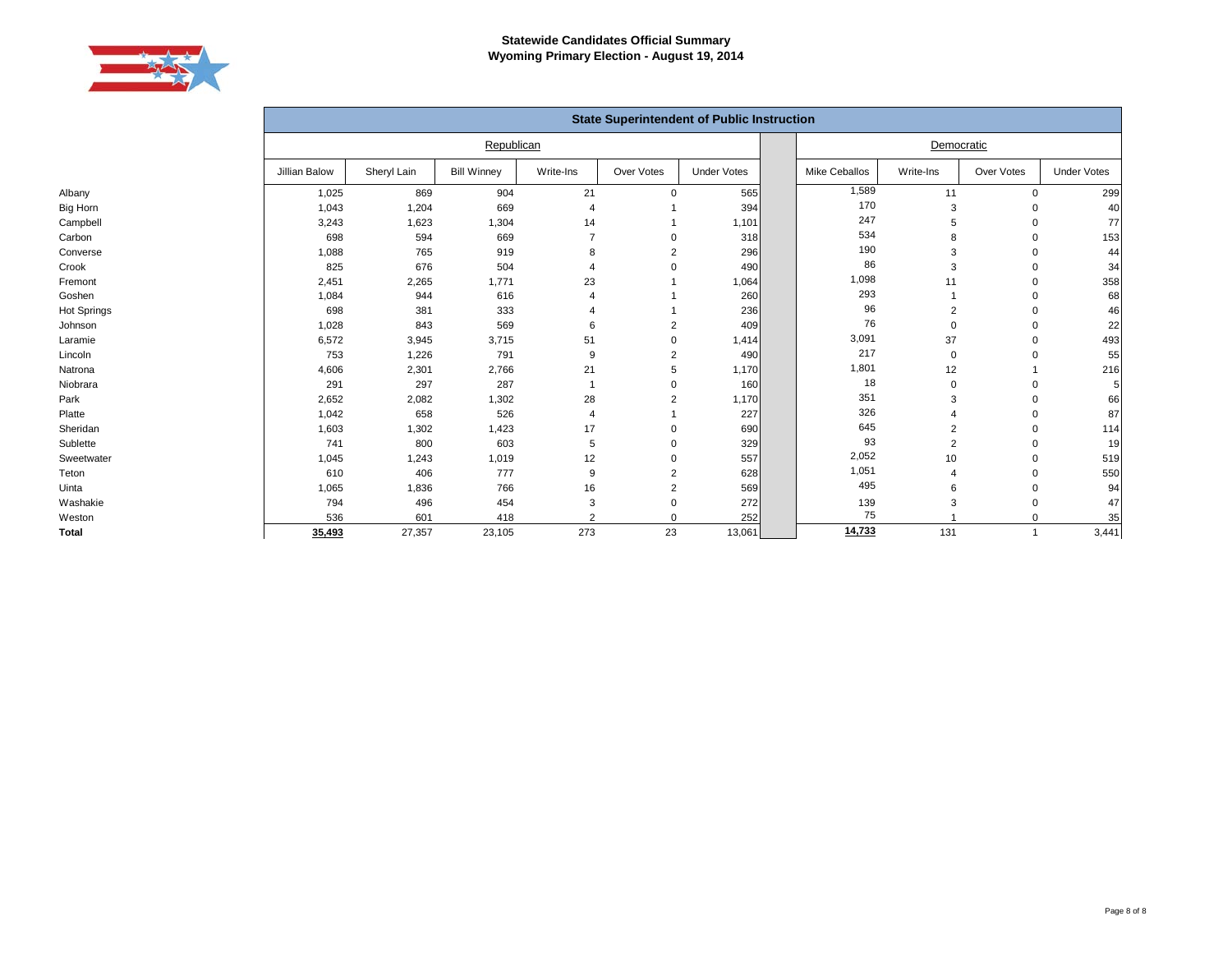**Statewide Candidates Official Summary**
**Wyoming Primary Election - August 19, 2014**

| | State Superintendent of Public Instruction | | | | | | | | | |
|---|---|---|---|---|---|---|---|---|---|---|
| | Republican | | | | | | Democratic | | | |
| | Jillian Balow | Sheryl Lain | Bill Winney | Write-Ins | Over Votes | Under Votes | Mike Ceballos | Write-Ins | Over Votes | Under Votes |
| Albany | 1,025 | 869 | 904 | 21 | 0 | 565 | 1,589 | 11 | 0 | 299 |
| Big Horn | 1,043 | 1,204 | 669 | 4 | 1 | 394 | 170 | 3 | 0 | 40 |
| Campbell | 3,243 | 1,623 | 1,304 | 14 | 1 | 1,101 | 247 | 5 | 0 | 77 |
| Carbon | 698 | 594 | 669 | 7 | 0 | 318 | 534 | 8 | 0 | 153 |
| Converse | 1,088 | 765 | 919 | 8 | 2 | 296 | 190 | 3 | 0 | 44 |
| Crook | 825 | 676 | 504 | 4 | 0 | 490 | 86 | 3 | 0 | 34 |
| Fremont | 2,451 | 2,265 | 1,771 | 23 | 1 | 1,064 | 1,098 | 11 | 0 | 358 |
| Goshen | 1,084 | 944 | 616 | 4 | 1 | 260 | 293 | 1 | 0 | 68 |
| Hot Springs | 698 | 381 | 333 | 4 | 1 | 236 | 96 | 2 | 0 | 46 |
| Johnson | 1,028 | 843 | 569 | 6 | 2 | 409 | 76 | 0 | 0 | 22 |
| Laramie | 6,572 | 3,945 | 3,715 | 51 | 0 | 1,414 | 3,091 | 37 | 0 | 493 |
| Lincoln | 753 | 1,226 | 791 | 9 | 2 | 490 | 217 | 0 | 0 | 55 |
| Natrona | 4,606 | 2,301 | 2,766 | 21 | 5 | 1,170 | 1,801 | 12 | 1 | 216 |
| Niobrara | 291 | 297 | 287 | 1 | 0 | 160 | 18 | 0 | 0 | 5 |
| Park | 2,652 | 2,082 | 1,302 | 28 | 2 | 1,170 | 351 | 3 | 0 | 66 |
| Platte | 1,042 | 658 | 526 | 4 | 1 | 227 | 326 | 4 | 0 | 87 |
| Sheridan | 1,603 | 1,302 | 1,423 | 17 | 0 | 690 | 645 | 2 | 0 | 114 |
| Sublette | 741 | 800 | 603 | 5 | 0 | 329 | 93 | 2 | 0 | 19 |
| Sweetwater | 1,045 | 1,243 | 1,019 | 12 | 0 | 557 | 2,052 | 10 | 0 | 519 |
| Teton | 610 | 406 | 777 | 9 | 2 | 628 | 1,051 | 4 | 0 | 550 |
| Uinta | 1,065 | 1,836 | 766 | 16 | 2 | 569 | 495 | 6 | 0 | 94 |
| Washakie | 794 | 496 | 454 | 3 | 0 | 272 | 139 | 3 | 0 | 47 |
| Weston | 536 | 601 | 418 | 2 | 0 | 252 | 75 | 1 | 0 | 35 |
| **Total** | **35,493** | 27,357 | 23,105 | 273 | 23 | 13,061 | **14,733** | 131 | 1 | 3,441 |